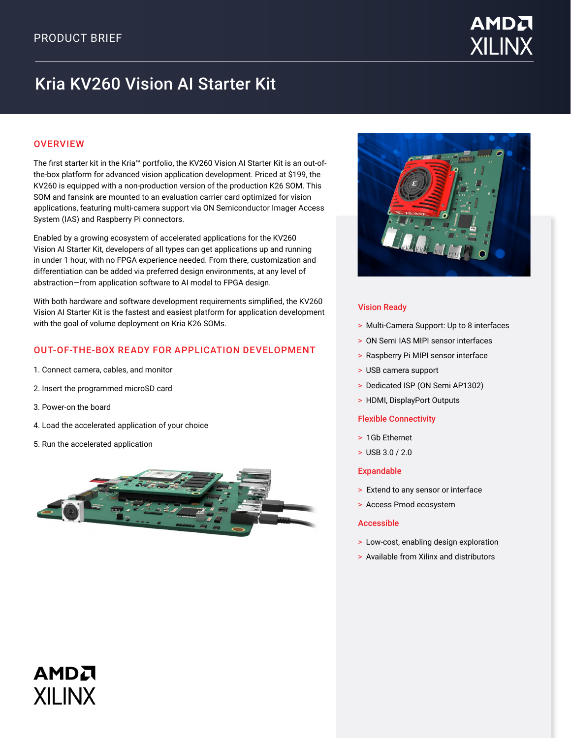PRODUCT BRIEF

# Kria KV260 Vision AI Starter Kit

## OVERVIEW

The first starter kit in the Kria™ portfolio, the KV260 Vision AI Starter Kit is an out-of-the-box platform for advanced vision application development. Priced at $199, the KV260 is equipped with a non-production version of the production K26 SOM. This SOM and fansink are mounted to an evaluation carrier card optimized for vision applications, featuring multi-camera support via ON Semiconductor Imager Access System (IAS) and Raspberry Pi connectors.

Enabled by a growing ecosystem of accelerated applications for the KV260 Vision AI Starter Kit, developers of all types can get applications up and running in under 1 hour, with no FPGA experience needed. From there, customization and differentiation can be added via preferred design environments, at any level of abstraction—from application software to AI model to FPGA design.

With both hardware and software development requirements simplified, the KV260 Vision AI Starter Kit is the fastest and easiest platform for application development with the goal of volume deployment on Kria K26 SOMs.

## OUT-OF-THE-BOX READY FOR APPLICATION DEVELOPMENT

1. Connect camera, cables, and monitor
2. Insert the programmed microSD card
3. Power-on the board
4. Load the accelerated application of your choice
5. Run the accelerated application

### Vision Ready

- Multi-Camera Support: Up to 8 interfaces
- ON Semi IAS MIPI sensor interfaces
- Raspberry Pi MIPI sensor interface
- USB camera support
- Dedicated ISP (ON Semi AP1302)
- HDMI, DisplayPort Outputs

### Flexible Connectivity

- 1Gb Ethernet
- USB 3.0 / 2.0

### Expandable

- Extend to any sensor or interface
- Access Pmod ecosystem

### Accessible

- Low-cost, enabling design exploration
- Available from Xilinx and distributors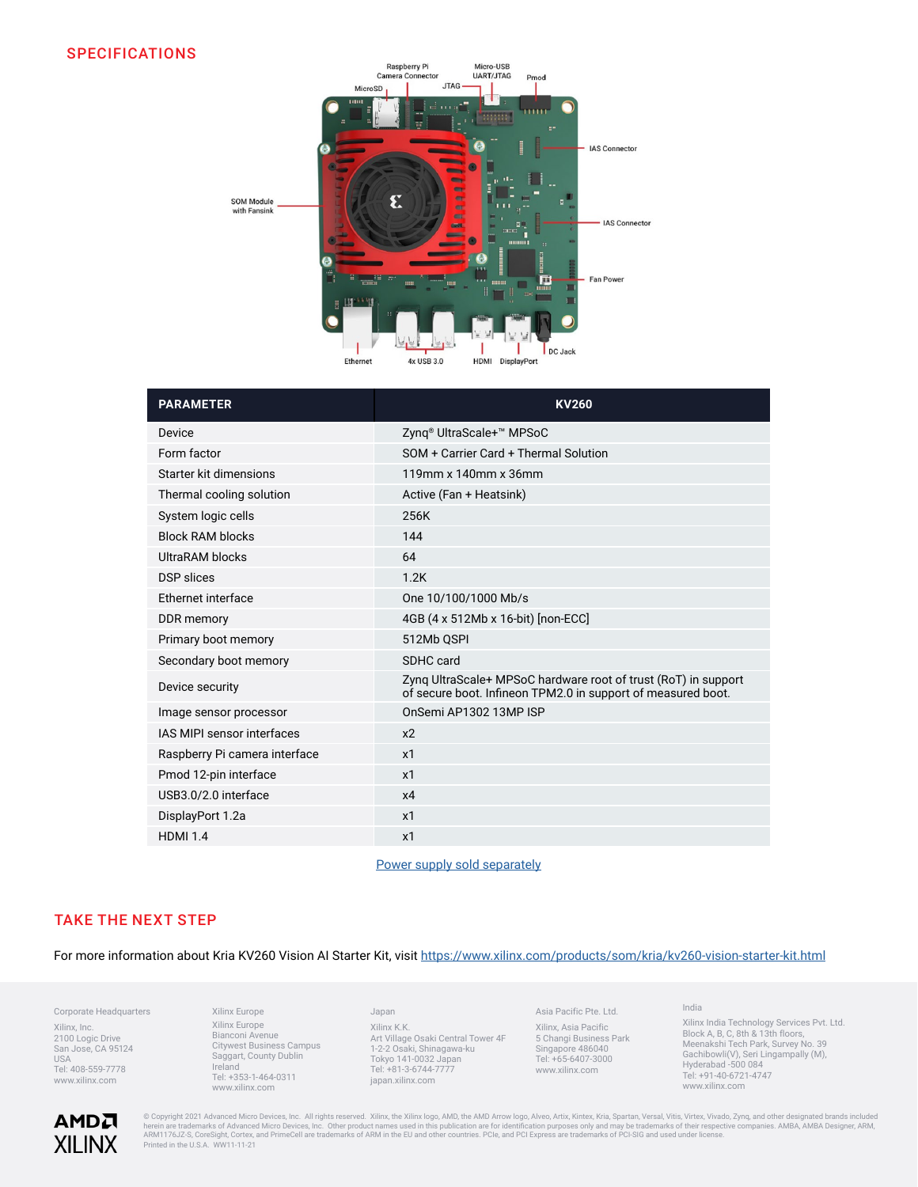## SPECIFICATIONS

Raspberry Pi Camera Connector
Micro-USB UART/JTAG
Pmod
MicroSD
JTAG
IAS Connector
SOM Module with Fansink
IAS Connector
Fan Power
DC Jack
Ethernet
4x USB 3.0
HDMI
DisplayPort

| PARAMETER | KV260 |
|---|---|
| Device | Zynq® UltraScale+™ MPSoC |
| Form factor | SOM + Carrier Card + Thermal Solution |
| Starter kit dimensions | 119mm x 140mm x 36mm |
| Thermal cooling solution | Active (Fan + Heatsink) |
| System logic cells | 256K |
| Block RAM blocks | 144 |
| UltraRAM blocks | 64 |
| DSP slices | 1.2K |
| Ethernet interface | One 10/100/1000 Mb/s |
| DDR memory | 4GB (4 x 512Mb x 16-bit) [non-ECC] |
| Primary boot memory | 512Mb QSPI |
| Secondary boot memory | SDHC card |
| Device security | Zynq UltraScale+ MPSoC hardware root of trust (RoT) in support of secure boot. Infineon TPM2.0 in support of measured boot. |
| Image sensor processor | OnSemi AP1302 13MP ISP |
| IAS MIPI sensor interfaces | x2 |
| Raspberry Pi camera interface | x1 |
| Pmod 12-pin interface | x1 |
| USB3.0/2.0 interface | x4 |
| DisplayPort 1.2a | x1 |
| HDMI 1.4 | x1 |

Power supply sold separately

## TAKE THE NEXT STEP

For more information about Kria KV260 Vision AI Starter Kit, visit https://www.xilinx.com/products/som/kria/kv260-vision-starter-kit.html

Corporate Headquarters
Xilinx, Inc.
2100 Logic Drive
San Jose, CA 95124
USA
Tel: 408-559-7778
www.xilinx.com

Xilinx Europe
Xilinx Europe
Bianconi Avenue
Citywest Business Campus
Saggart, County Dublin
Ireland
Tel: +353-1-464-0311
www.xilinx.com

Japan
Xilinx K.K.
Art Village Osaki Central Tower 4F
1-2-2 Osaki, Shinagawa-ku
Tokyo 141-0032 Japan
Tel: +81-3-6744-7777
japan.xilinx.com

Asia Pacific Pte. Ltd.
Xilinx, Asia Pacific
5 Changi Business Park
Singapore 486040
Tel: +65-6407-3000
www.xilinx.com

India
Xilinx India Technology Services Pvt. Ltd.
Block A, B, C, 8th & 13th floors,
Meenakshi Tech Park, Survey No. 39
Gachibowli(V), Seri Lingampally (M),
Hyderabad -500 084
Tel: +91-40-6721-4747
www.xilinx.com

AMD XILINX

© Copyright 2021 Advanced Micro Devices, Inc. All rights reserved. Xilinx, the Xilinx logo, AMD, the AMD Arrow logo, Alveo, Artix, Kintex, Kria, Spartan, Versal, Vitis, Virtex, Vivado, Zynq, and other designated brands included herein are trademarks of Advanced Micro Devices, Inc. Other product names used in this publication are for identification purposes only and may be trademarks of their respective companies. AMBA, AMBA Designer, ARM, ARM1176JZ-S, CoreSight, Cortex, and PrimeCell are trademarks of ARM in the EU and other countries. PCIe, and PCI Express are trademarks of PCI-SIG and used under license.
Printed in the U.S.A. WW11-11-21